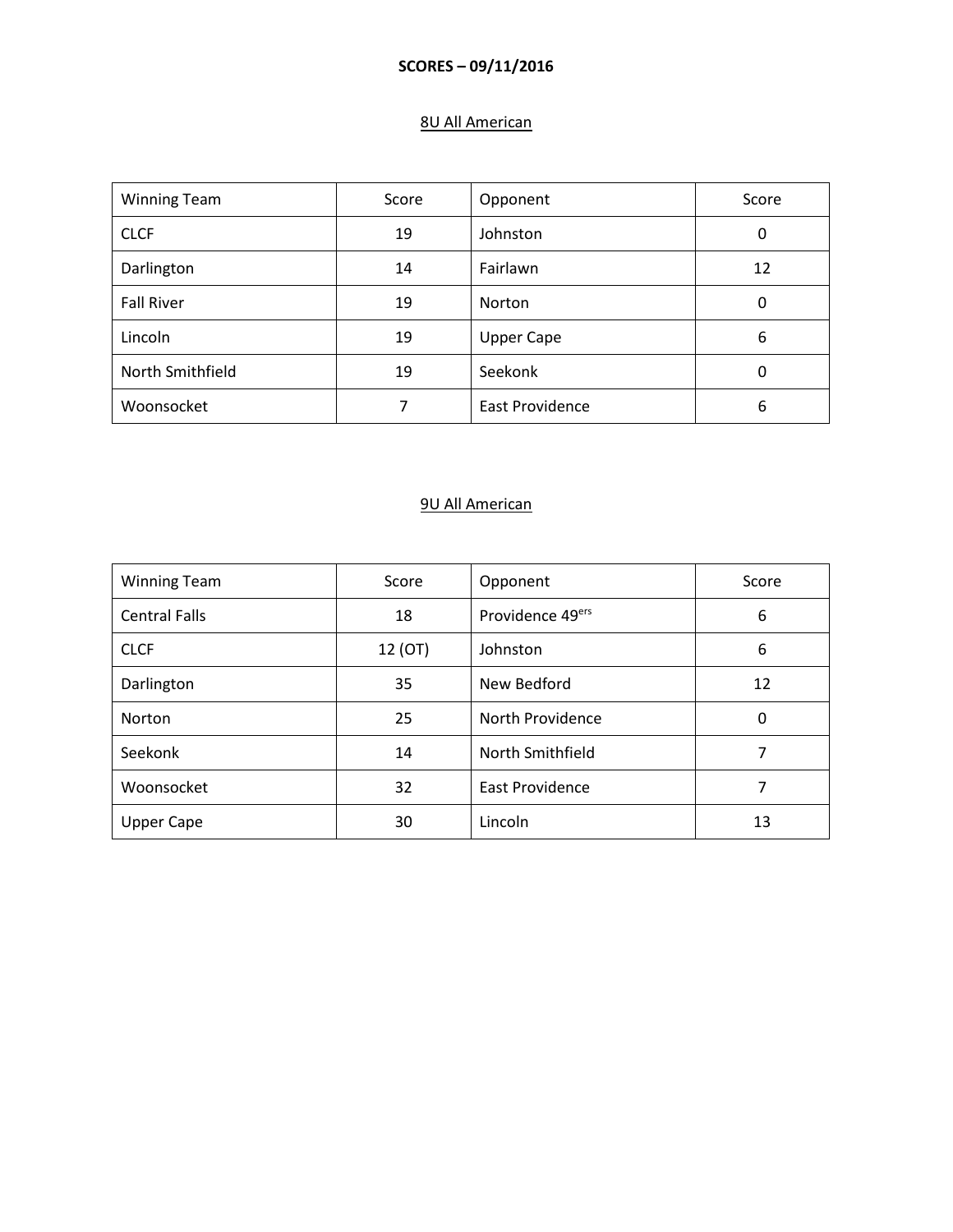**SCORES – 09/11/2016**

## 8U All American

| Winning Team | Score | Opponent | Score |
|---|---|---|---|
| CLCF | 19 | Johnston | 0 |
| Darlington | 14 | Fairlawn | 12 |
| Fall River | 19 | Norton | 0 |
| Lincoln | 19 | Upper Cape | 6 |
| North Smithfield | 19 | Seekonk | 0 |
| Woonsocket | 7 | East Providence | 6 |

## 9U All American

| Winning Team | Score | Opponent | Score |
|---|---|---|---|
| Central Falls | 18 | Providence 49ers | 6 |
| CLCF | 12 (OT) | Johnston | 6 |
| Darlington | 35 | New Bedford | 12 |
| Norton | 25 | North Providence | 0 |
| Seekonk | 14 | North Smithfield | 7 |
| Woonsocket | 32 | East Providence | 7 |
| Upper Cape | 30 | Lincoln | 13 |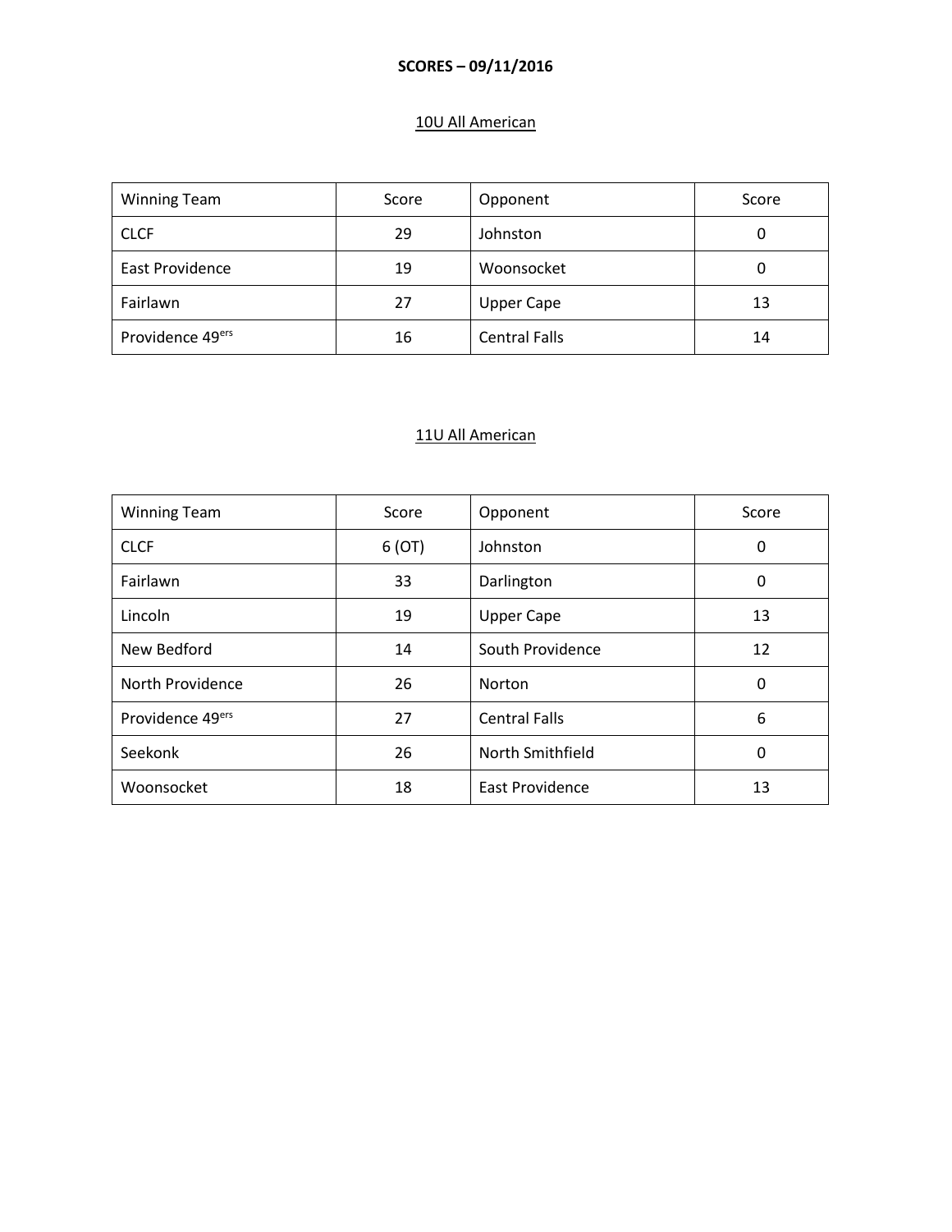**SCORES – 09/11/2016**

10U All American

| Winning Team | Score | Opponent | Score |
|---|---|---|---|
| CLCF | 29 | Johnston | 0 |
| East Providence | 19 | Woonsocket | 0 |
| Fairlawn | 27 | Upper Cape | 13 |
| Providence 49ers | 16 | Central Falls | 14 |

11U All American

| Winning Team | Score | Opponent | Score |
|---|---|---|---|
| CLCF | 6 (OT) | Johnston | 0 |
| Fairlawn | 33 | Darlington | 0 |
| Lincoln | 19 | Upper Cape | 13 |
| New Bedford | 14 | South Providence | 12 |
| North Providence | 26 | Norton | 0 |
| Providence 49ers | 27 | Central Falls | 6 |
| Seekonk | 26 | North Smithfield | 0 |
| Woonsocket | 18 | East Providence | 13 |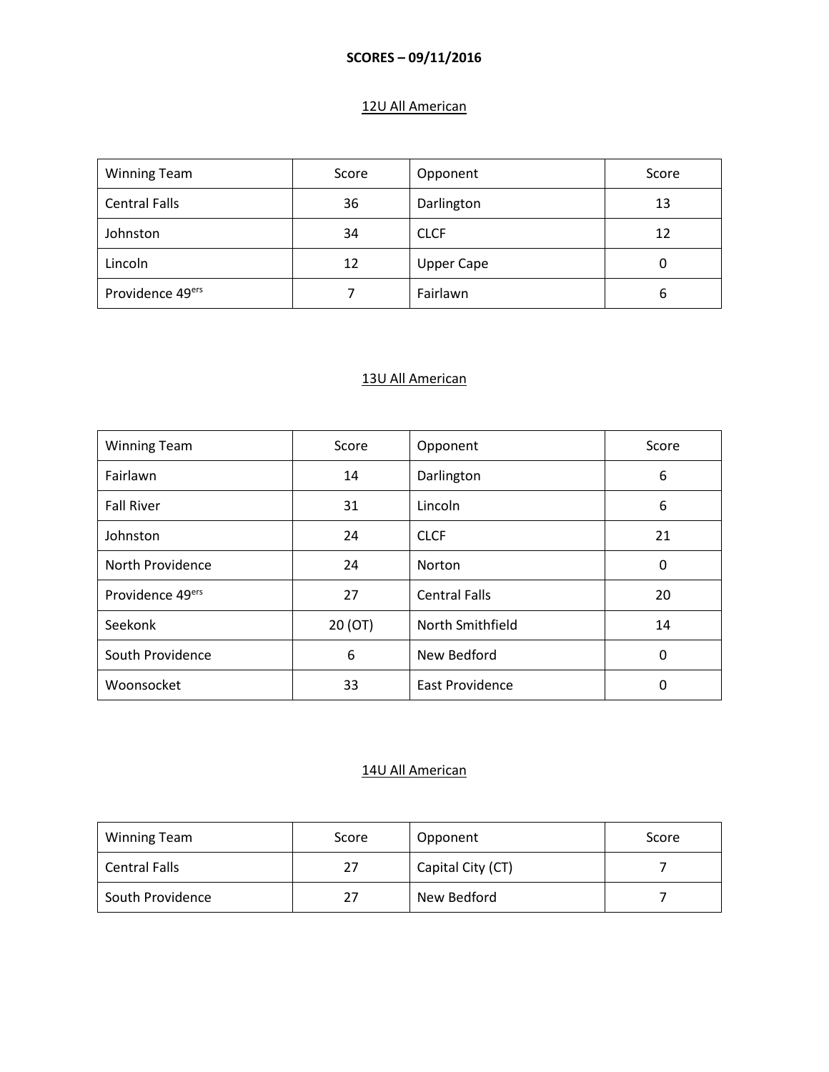**SCORES – 09/11/2016**

## 12U All American

| Winning Team | Score | Opponent | Score |
|---|---|---|---|
| Central Falls | 36 | Darlington | 13 |
| Johnston | 34 | CLCF | 12 |
| Lincoln | 12 | Upper Cape | 0 |
| Providence 49ers | 7 | Fairlawn | 6 |

## 13U All American

| Winning Team | Score | Opponent | Score |
|---|---|---|---|
| Fairlawn | 14 | Darlington | 6 |
| Fall River | 31 | Lincoln | 6 |
| Johnston | 24 | CLCF | 21 |
| North Providence | 24 | Norton | 0 |
| Providence 49ers | 27 | Central Falls | 20 |
| Seekonk | 20 (OT) | North Smithfield | 14 |
| South Providence | 6 | New Bedford | 0 |
| Woonsocket | 33 | East Providence | 0 |

## 14U All American

| Winning Team | Score | Opponent | Score |
|---|---|---|---|
| Central Falls | 27 | Capital City (CT) | 7 |
| South Providence | 27 | New Bedford | 7 |